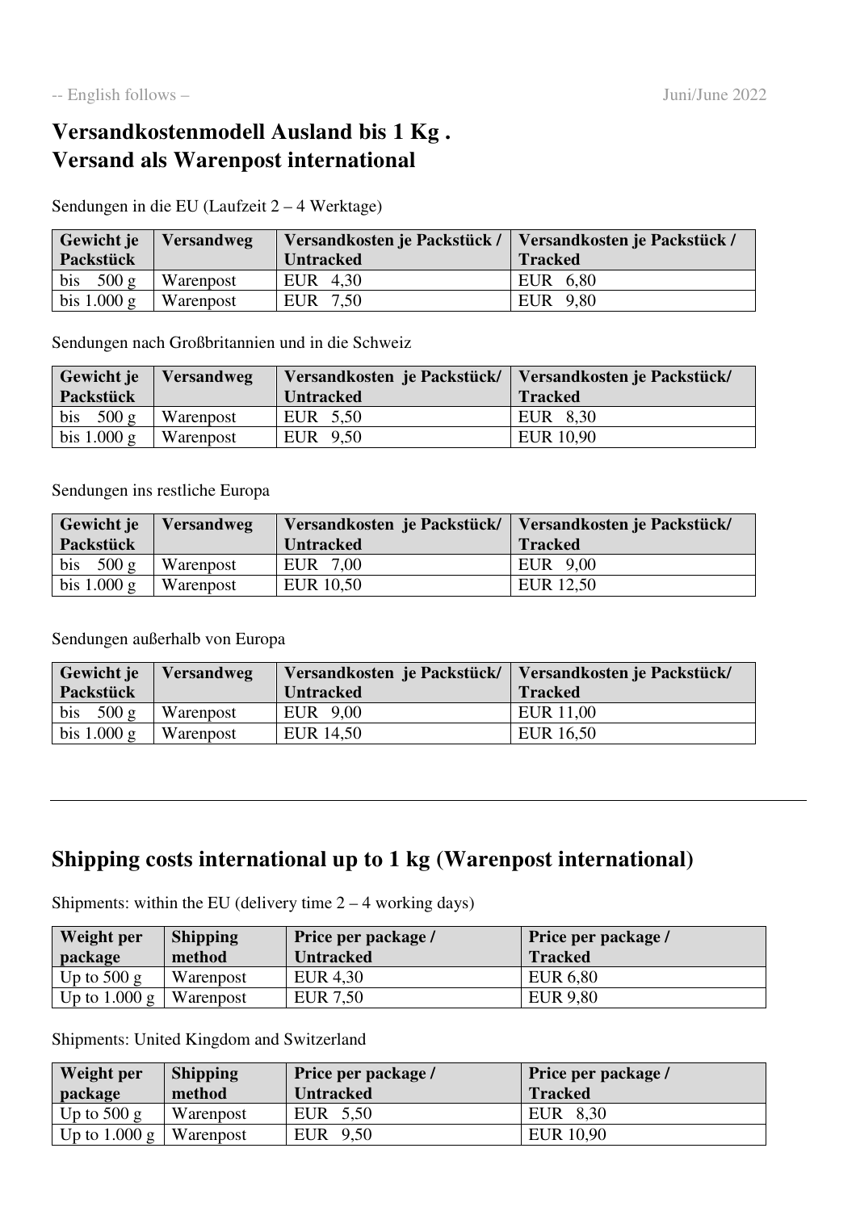-- English follows – Juni/June 2022

# Versandkostenmodell Ausland bis 1 Kg .
# Versand als Warenpost international

Sendungen in die EU (Laufzeit 2 – 4 Werktage)

| Gewicht je Packstück | Versandweg | Versandkosten je Packstück / Untracked | Versandkosten je Packstück / Tracked |
|---|---|---|---|
| bis 500 g | Warenpost | EUR 4,30 | EUR 6,80 |
| bis 1.000 g | Warenpost | EUR 7,50 | EUR 9,80 |

Sendungen nach Großbritannien und in die Schweiz

| Gewicht je Packstück | Versandweg | Versandkosten je Packstück/ Untracked | Versandkosten je Packstück/ Tracked |
|---|---|---|---|
| bis 500 g | Warenpost | EUR 5,50 | EUR 8,30 |
| bis 1.000 g | Warenpost | EUR 9,50 | EUR 10,90 |

Sendungen ins restliche Europa

| Gewicht je Packstück | Versandweg | Versandkosten je Packstück/ Untracked | Versandkosten je Packstück/ Tracked |
|---|---|---|---|
| bis 500 g | Warenpost | EUR 7,00 | EUR 9,00 |
| bis 1.000 g | Warenpost | EUR 10,50 | EUR 12,50 |

Sendungen außerhalb von Europa

| Gewicht je Packstück | Versandweg | Versandkosten je Packstück/ Untracked | Versandkosten je Packstück/ Tracked |
|---|---|---|---|
| bis 500 g | Warenpost | EUR 9,00 | EUR 11,00 |
| bis 1.000 g | Warenpost | EUR 14,50 | EUR 16,50 |

---

## Shipping costs international up to 1 kg (Warenpost international)

Shipments: within the EU (delivery time 2 – 4 working days)

| Weight per package | Shipping method | Price per package / Untracked | Price per package / Tracked |
|---|---|---|---|
| Up to 500 g | Warenpost | EUR 4,30 | EUR 6,80 |
| Up to 1.000 g | Warenpost | EUR 7,50 | EUR 9,80 |

Shipments: United Kingdom and Switzerland

| Weight per package | Shipping method | Price per package / Untracked | Price per package / Tracked |
|---|---|---|---|
| Up to 500 g | Warenpost | EUR 5,50 | EUR 8,30 |
| Up to 1.000 g | Warenpost | EUR 9,50 | EUR 10,90 |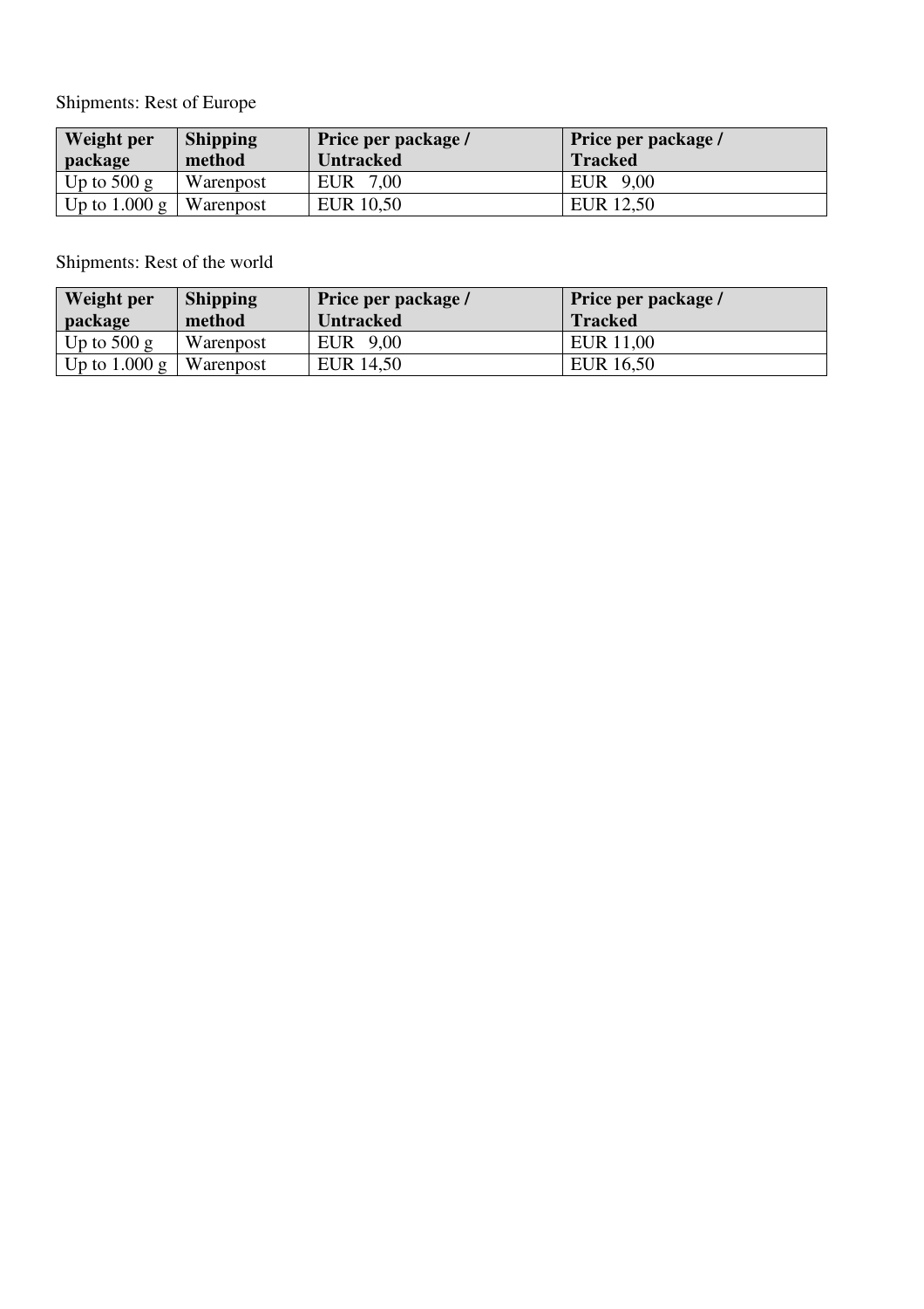Shipments: Rest of Europe

| Weight per package | Shipping method | Price per package / Untracked | Price per package / Tracked |
| --- | --- | --- | --- |
| Up to 500 g | Warenpost | EUR 7,00 | EUR 9,00 |
| Up to 1.000 g | Warenpost | EUR 10,50 | EUR 12,50 |

Shipments: Rest of the world

| Weight per package | Shipping method | Price per package / Untracked | Price per package / Tracked |
| --- | --- | --- | --- |
| Up to 500 g | Warenpost | EUR 9,00 | EUR 11,00 |
| Up to 1.000 g | Warenpost | EUR 14,50 | EUR 16,50 |